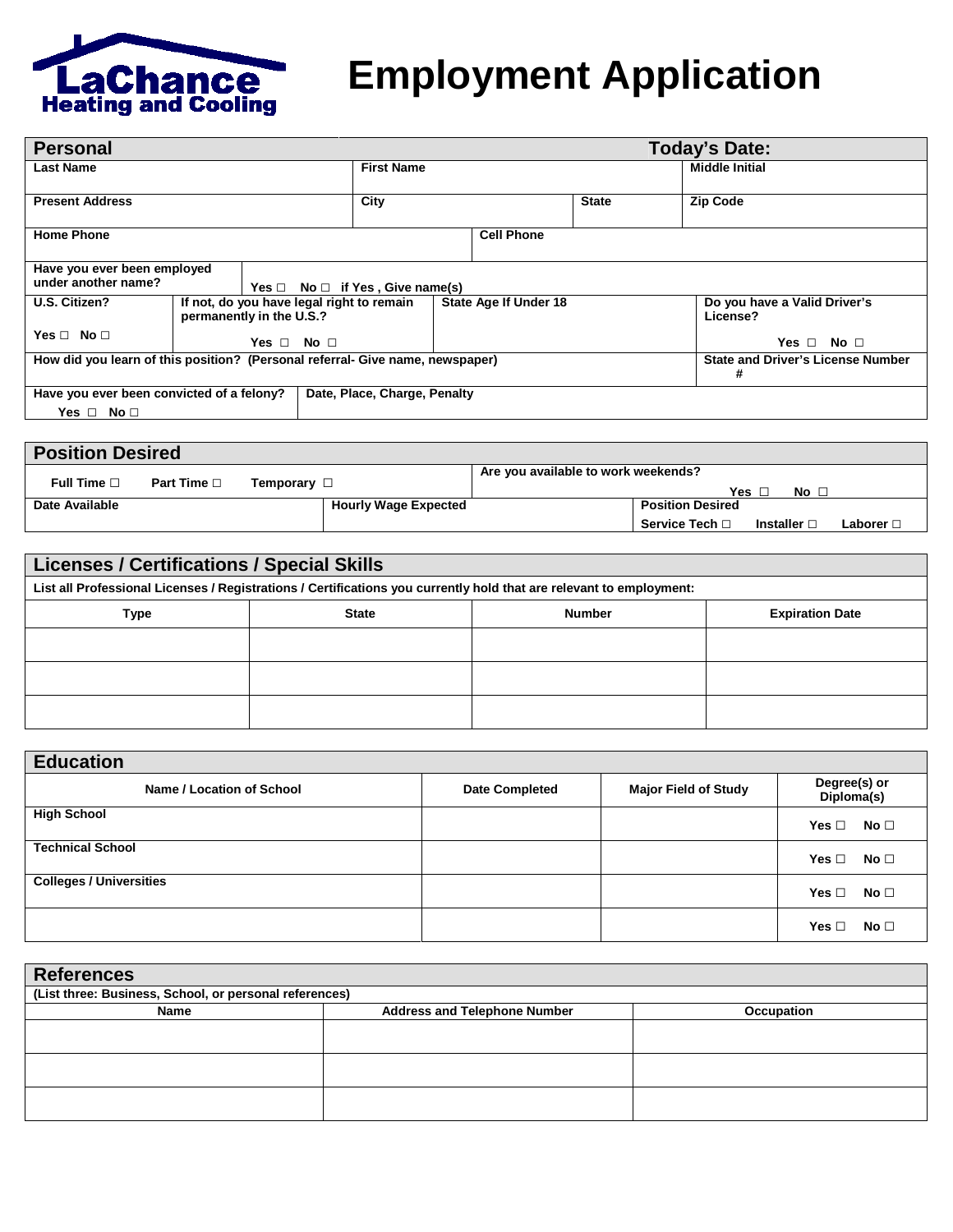LaChance Heating and Cooling

# Employment Application

## Personal

**Today's Date:**

| Last Name | First Name | | Middle Initial |
|---|---|---|---|
| | | | |

| Present Address | City | State | Zip Code |
|---|---|---|---|
| | | | |

| Home Phone | Cell Phone |
|---|---|
| | |

| Have you ever been employed under another name? | Yes ☐ No ☐ if Yes , Give name(s) |
|---|---|

| U.S. Citizen? | If not, do you have legal right to remain permanently in the U.S.? | State Age If Under 18 | Do you have a Valid Driver's License? |
|---|---|---|---|
| Yes ☐ No ☐ | Yes ☐ No ☐ | | Yes ☐ No ☐ |

| How did you learn of this position? (Personal referral- Give name, newspaper) | State and Driver's License Number # |
|---|---|
| | |

| Have you ever been convicted of a felony? | Date, Place, Charge, Penalty |
|---|---|
| Yes ☐ No ☐ | |

## Position Desired

| Full Time ☐ Part Time ☐ Temporary ☐ | | Are you available to work weekends? Yes ☐ No ☐ |
|---|---|---|
| **Date Available** | **Hourly Wage Expected** | **Position Desired** Service Tech ☐ Installer ☐ Laborer ☐ |

## Licenses / Certifications / Special Skills

List all Professional Licenses / Registrations / Certifications you currently hold that are relevant to employment:

| Type | State | Number | Expiration Date |
|---|---|---|---|
| | | | |
| | | | |
| | | | |

## Education

| Name / Location of School | Date Completed | Major Field of Study | Degree(s) or Diploma(s) |
|---|---|---|---|
| High School | | | Yes ☐ No ☐ |
| Technical School | | | Yes ☐ No ☐ |
| Colleges / Universities | | | Yes ☐ No ☐ |
| | | | Yes ☐ No ☐ |

## References

(List three: Business, School, or personal references)

| Name | Address and Telephone Number | Occupation |
|---|---|---|
| | | |
| | | |
| | | |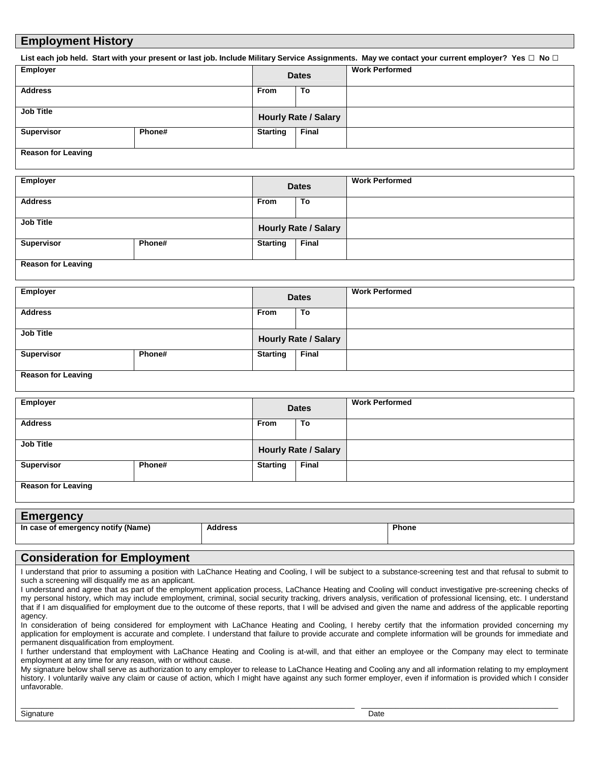## Employment History

**List each job held. Start with your present or last job. Include Military Service Assignments. May we contact your current employer? Yes ☐ No ☐**

| **Employer** | | **Dates** | | **Work Performed** |
|---|---|---|---|---|
| **Address** | | **From** | **To** | |
| **Job Title** | | **Hourly Rate / Salary** | | |
| **Supervisor** | **Phone#** | **Starting** | **Final** | |
| **Reason for Leaving** | | | | |

| **Employer** | | **Dates** | | **Work Performed** |
|---|---|---|---|---|
| **Address** | | **From** | **To** | |
| **Job Title** | | **Hourly Rate / Salary** | | |
| **Supervisor** | **Phone#** | **Starting** | **Final** | |
| **Reason for Leaving** | | | | |

| **Employer** | | **Dates** | | **Work Performed** |
|---|---|---|---|---|
| **Address** | | **From** | **To** | |
| **Job Title** | | **Hourly Rate / Salary** | | |
| **Supervisor** | **Phone#** | **Starting** | **Final** | |
| **Reason for Leaving** | | | | |

| **Employer** | | **Dates** | | **Work Performed** |
|---|---|---|---|---|
| **Address** | | **From** | **To** | |
| **Job Title** | | **Hourly Rate / Salary** | | |
| **Supervisor** | **Phone#** | **Starting** | **Final** | |
| **Reason for Leaving** | | | | |

## Emergency

| **In case of emergency notify (Name)** | **Address** | **Phone** |
|---|---|---|
| | | |

## Consideration for Employment

I understand that prior to assuming a position with LaChance Heating and Cooling, I will be subject to a substance-screening test and that refusal to submit to such a screening will disqualify me as an applicant.

I understand and agree that as part of the employment application process, LaChance Heating and Cooling will conduct investigative pre-screening checks of my personal history, which may include employment, criminal, social security tracking, drivers analysis, verification of professional licensing, etc. I understand that if I am disqualified for employment due to the outcome of these reports, that I will be advised and given the name and address of the applicable reporting agency.

In consideration of being considered for employment with LaChance Heating and Cooling, I hereby certify that the information provided concerning my application for employment is accurate and complete. I understand that failure to provide accurate and complete information will be grounds for immediate and permanent disqualification from employment.

I further understand that employment with LaChance Heating and Cooling is at-will, and that either an employee or the Company may elect to terminate employment at any time for any reason, with or without cause.

My signature below shall serve as authorization to any employer to release to LaChance Heating and Cooling any and all information relating to my employment history. I voluntarily waive any claim or cause of action, which I might have against any such former employer, even if information is provided which I consider unfavorable.

Signature ______________________________ Date ______________________